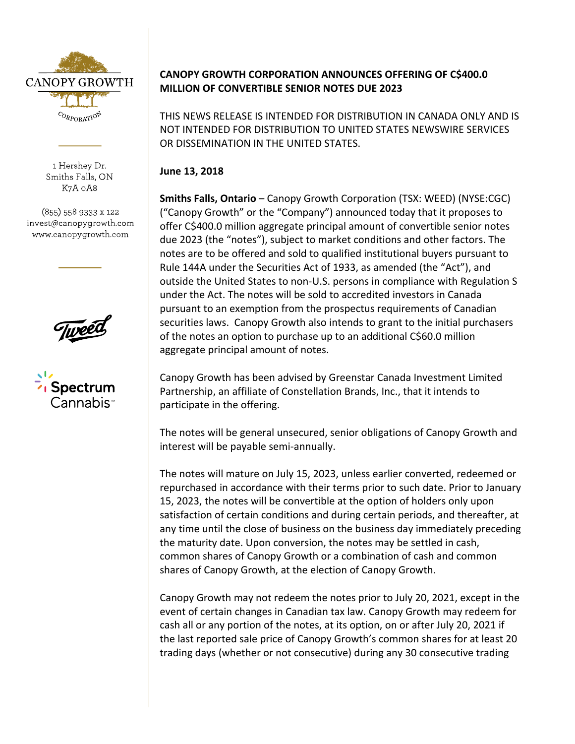CANOPY GROWTH

CORPORATION

1 Hershey Dr.
Smiths Falls, ON
K7A 0A8

(855) 558 9333 x 122
invest@canopygrowth.com
www.canopygrowth.com

# CANOPY GROWTH CORPORATION ANNOUNCES OFFERING OF C$400.0 MILLION OF CONVERTIBLE SENIOR NOTES DUE 2023

THIS NEWS RELEASE IS INTENDED FOR DISTRIBUTION IN CANADA ONLY AND IS NOT INTENDED FOR DISTRIBUTION TO UNITED STATES NEWSWIRE SERVICES OR DISSEMINATION IN THE UNITED STATES.

**June 13, 2018**

**Smiths Falls, Ontario** – Canopy Growth Corporation (TSX: WEED) (NYSE:CGC) ("Canopy Growth" or the "Company") announced today that it proposes to offer C$400.0 million aggregate principal amount of convertible senior notes due 2023 (the "notes"), subject to market conditions and other factors. The notes are to be offered and sold to qualified institutional buyers pursuant to Rule 144A under the Securities Act of 1933, as amended (the "Act"), and outside the United States to non-U.S. persons in compliance with Regulation S under the Act. The notes will be sold to accredited investors in Canada pursuant to an exemption from the prospectus requirements of Canadian securities laws. Canopy Growth also intends to grant to the initial purchasers of the notes an option to purchase up to an additional C$60.0 million aggregate principal amount of notes.

Canopy Growth has been advised by Greenstar Canada Investment Limited Partnership, an affiliate of Constellation Brands, Inc., that it intends to participate in the offering.

The notes will be general unsecured, senior obligations of Canopy Growth and interest will be payable semi-annually.

The notes will mature on July 15, 2023, unless earlier converted, redeemed or repurchased in accordance with their terms prior to such date. Prior to January 15, 2023, the notes will be convertible at the option of holders only upon satisfaction of certain conditions and during certain periods, and thereafter, at any time until the close of business on the business day immediately preceding the maturity date. Upon conversion, the notes may be settled in cash, common shares of Canopy Growth or a combination of cash and common shares of Canopy Growth, at the election of Canopy Growth.

Canopy Growth may not redeem the notes prior to July 20, 2021, except in the event of certain changes in Canadian tax law. Canopy Growth may redeem for cash all or any portion of the notes, at its option, on or after July 20, 2021 if the last reported sale price of Canopy Growth's common shares for at least 20 trading days (whether or not consecutive) during any 30 consecutive trading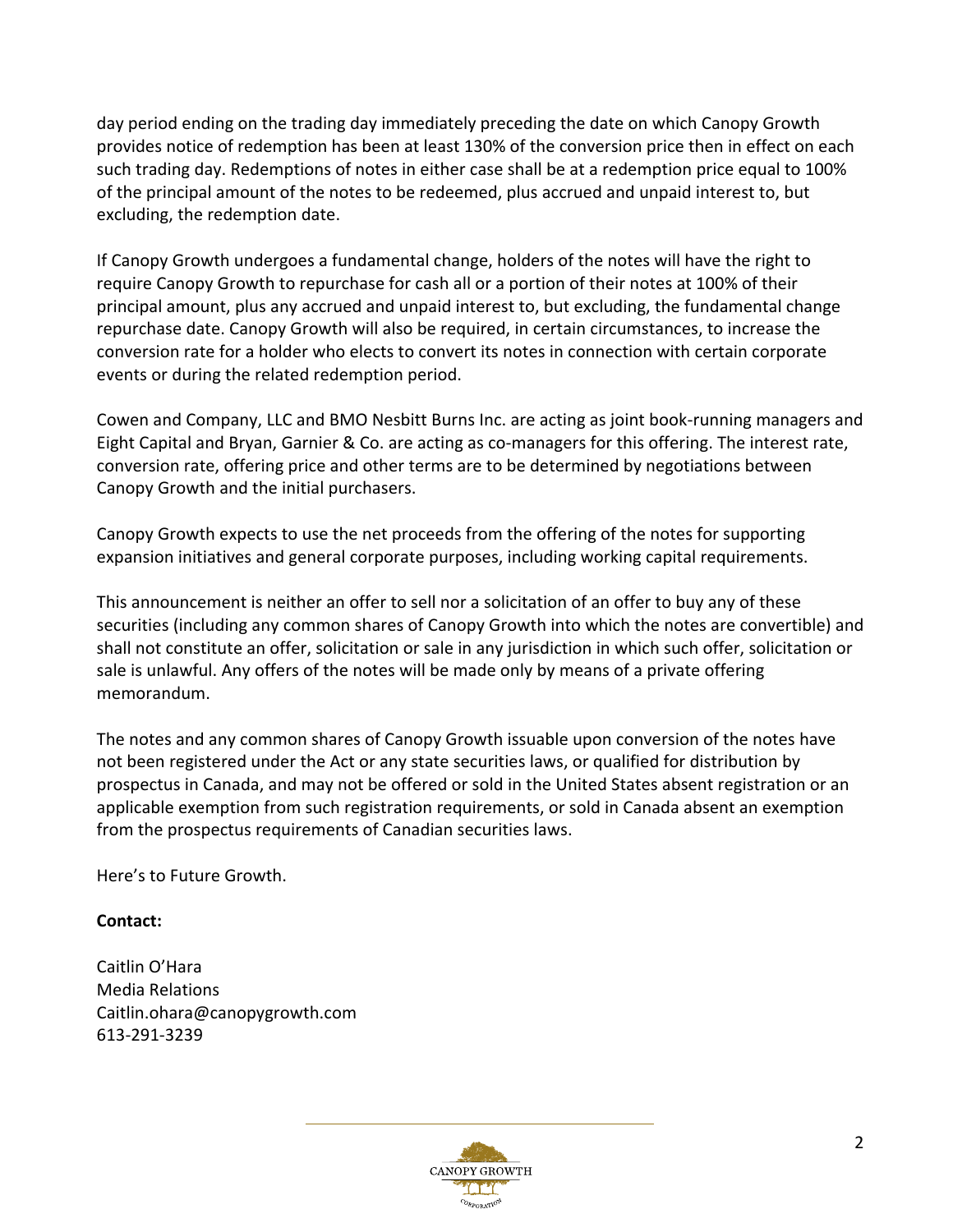day period ending on the trading day immediately preceding the date on which Canopy Growth provides notice of redemption has been at least 130% of the conversion price then in effect on each such trading day. Redemptions of notes in either case shall be at a redemption price equal to 100% of the principal amount of the notes to be redeemed, plus accrued and unpaid interest to, but excluding, the redemption date.

If Canopy Growth undergoes a fundamental change, holders of the notes will have the right to require Canopy Growth to repurchase for cash all or a portion of their notes at 100% of their principal amount, plus any accrued and unpaid interest to, but excluding, the fundamental change repurchase date. Canopy Growth will also be required, in certain circumstances, to increase the conversion rate for a holder who elects to convert its notes in connection with certain corporate events or during the related redemption period.

Cowen and Company, LLC and BMO Nesbitt Burns Inc. are acting as joint book-running managers and Eight Capital and Bryan, Garnier & Co. are acting as co-managers for this offering. The interest rate, conversion rate, offering price and other terms are to be determined by negotiations between Canopy Growth and the initial purchasers.

Canopy Growth expects to use the net proceeds from the offering of the notes for supporting expansion initiatives and general corporate purposes, including working capital requirements.

This announcement is neither an offer to sell nor a solicitation of an offer to buy any of these securities (including any common shares of Canopy Growth into which the notes are convertible) and shall not constitute an offer, solicitation or sale in any jurisdiction in which such offer, solicitation or sale is unlawful. Any offers of the notes will be made only by means of a private offering memorandum.

The notes and any common shares of Canopy Growth issuable upon conversion of the notes have not been registered under the Act or any state securities laws, or qualified for distribution by prospectus in Canada, and may not be offered or sold in the United States absent registration or an applicable exemption from such registration requirements, or sold in Canada absent an exemption from the prospectus requirements of Canadian securities laws.

Here's to Future Growth.

**Contact:**

Caitlin O'Hara
Media Relations
Caitlin.ohara@canopygrowth.com
613-291-3239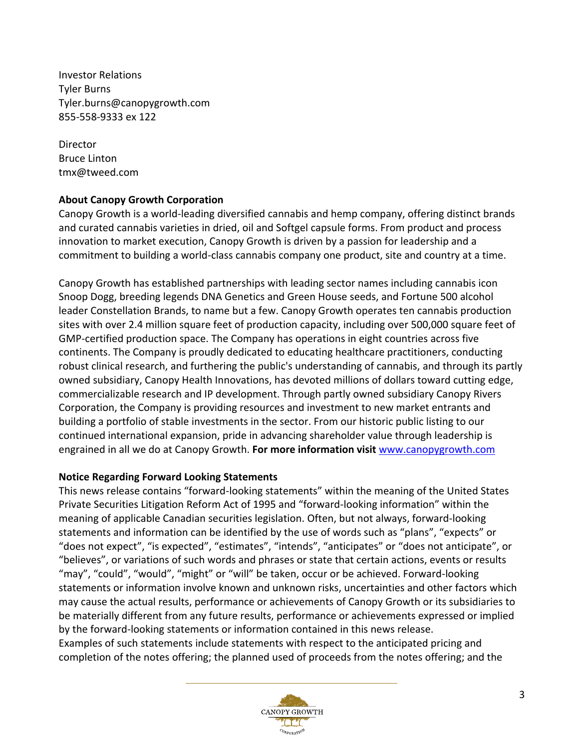Investor Relations
Tyler Burns
Tyler.burns@canopygrowth.com
855-558-9333 ex 122

Director
Bruce Linton
tmx@tweed.com

**About Canopy Growth Corporation**

Canopy Growth is a world-leading diversified cannabis and hemp company, offering distinct brands and curated cannabis varieties in dried, oil and Softgel capsule forms. From product and process innovation to market execution, Canopy Growth is driven by a passion for leadership and a commitment to building a world-class cannabis company one product, site and country at a time.

Canopy Growth has established partnerships with leading sector names including cannabis icon Snoop Dogg, breeding legends DNA Genetics and Green House seeds, and Fortune 500 alcohol leader Constellation Brands, to name but a few. Canopy Growth operates ten cannabis production sites with over 2.4 million square feet of production capacity, including over 500,000 square feet of GMP-certified production space. The Company has operations in eight countries across five continents. The Company is proudly dedicated to educating healthcare practitioners, conducting robust clinical research, and furthering the public's understanding of cannabis, and through its partly owned subsidiary, Canopy Health Innovations, has devoted millions of dollars toward cutting edge, commercializable research and IP development. Through partly owned subsidiary Canopy Rivers Corporation, the Company is providing resources and investment to new market entrants and building a portfolio of stable investments in the sector. From our historic public listing to our continued international expansion, pride in advancing shareholder value through leadership is engrained in all we do at Canopy Growth. **For more information visit** www.canopygrowth.com

**Notice Regarding Forward Looking Statements**

This news release contains "forward-looking statements" within the meaning of the United States Private Securities Litigation Reform Act of 1995 and "forward-looking information" within the meaning of applicable Canadian securities legislation. Often, but not always, forward-looking statements and information can be identified by the use of words such as "plans", "expects" or "does not expect", "is expected", "estimates", "intends", "anticipates" or "does not anticipate", or "believes", or variations of such words and phrases or state that certain actions, events or results "may", "could", "would", "might" or "will" be taken, occur or be achieved. Forward-looking statements or information involve known and unknown risks, uncertainties and other factors which may cause the actual results, performance or achievements of Canopy Growth or its subsidiaries to be materially different from any future results, performance or achievements expressed or implied by the forward-looking statements or information contained in this news release.
Examples of such statements include statements with respect to the anticipated pricing and completion of the notes offering; the planned used of proceeds from the notes offering; and the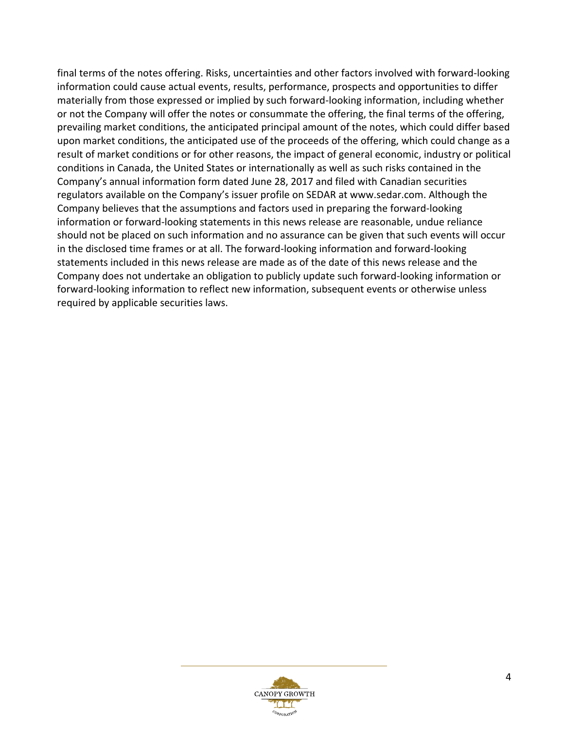final terms of the notes offering. Risks, uncertainties and other factors involved with forward-looking information could cause actual events, results, performance, prospects and opportunities to differ materially from those expressed or implied by such forward-looking information, including whether or not the Company will offer the notes or consummate the offering, the final terms of the offering, prevailing market conditions, the anticipated principal amount of the notes, which could differ based upon market conditions, the anticipated use of the proceeds of the offering, which could change as a result of market conditions or for other reasons, the impact of general economic, industry or political conditions in Canada, the United States or internationally as well as such risks contained in the Company's annual information form dated June 28, 2017 and filed with Canadian securities regulators available on the Company's issuer profile on SEDAR at www.sedar.com. Although the Company believes that the assumptions and factors used in preparing the forward-looking information or forward-looking statements in this news release are reasonable, undue reliance should not be placed on such information and no assurance can be given that such events will occur in the disclosed time frames or at all. The forward-looking information and forward-looking statements included in this news release are made as of the date of this news release and the Company does not undertake an obligation to publicly update such forward-looking information or forward-looking information to reflect new information, subsequent events or otherwise unless required by applicable securities laws.